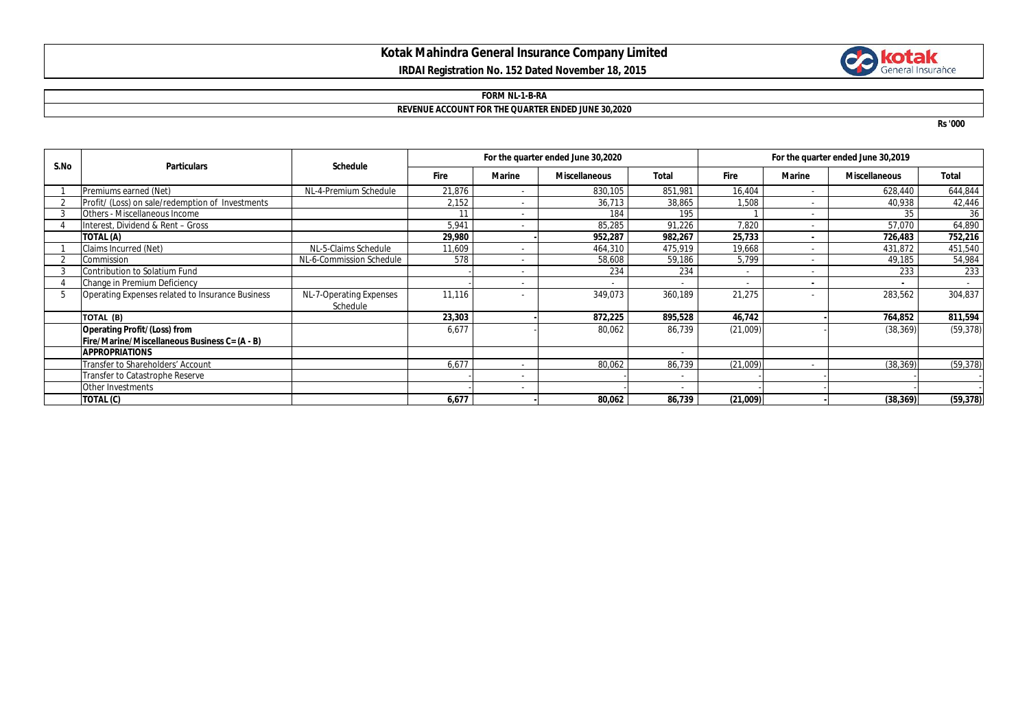# Kotak Mahindra General Insurance Company Limited

**IRDAI Registration No. 152 Dated November 18, 2015**

**FORM NL-1-B-RA**

**REVENUE ACCOUNT FOR THE QUARTER ENDED JUNE 30,2020**

Rs '000

| S.No | Particulars | Schedule | For the quarter ended June 30,2020 | | | | For the quarter ended June 30,2019 | | | |
|---|---|---|---|---|---|---|---|---|---|---|
| | | | Fire | Marine | Miscellaneous | Total | Fire | Marine | Miscellaneous | Total |
| 1 | Premiums earned (Net) | NL-4-Premium Schedule | 21,876 | - | 830,105 | 851,981 | 16,404 | - | 628,440 | 644,844 |
| 2 | Profit/ (Loss) on sale/redemption of Investments | | 2,152 | - | 36,713 | 38,865 | 1,508 | - | 40,938 | 42,446 |
| 3 | Others - Miscellaneous Income | | 11 | - | 184 | 195 | 1 | - | 35 | 36 |
| 4 | Interest, Dividend & Rent – Gross | | 5,941 | - | 85,285 | 91,226 | 7,820 | - | 57,070 | 64,890 |
| | **TOTAL (A)** | | **29,980** | **-** | **952,287** | **982,267** | **25,733** | **-** | **726,483** | **752,216** |
| 1 | Claims Incurred (Net) | NL-5-Claims Schedule | 11,609 | - | 464,310 | 475,919 | 19,668 | - | 431,872 | 451,540 |
| 2 | Commission | NL-6-Commission Schedule | 578 | - | 58,608 | 59,186 | 5,799 | - | 49,185 | 54,984 |
| 3 | Contribution to Solatium Fund | | - | - | 234 | 234 | - | - | 233 | 233 |
| 4 | Change in Premium Deficiency | | - | - | - | - | - | - | - | - |
| 5 | Operating Expenses related to Insurance Business | NL-7-Operating Expenses Schedule | 11,116 | - | 349,073 | 360,189 | 21,275 | - | 283,562 | 304,837 |
| | **TOTAL (B)** | | **23,303** | **-** | **872,225** | **895,528** | **46,742** | **-** | **764,852** | **811,594** |
| | **Operating Profit/(Loss) from Fire/Marine/Miscellaneous Business C= (A - B)** | | 6,677 | - | 80,062 | 86,739 | (21,009) | - | (38,369) | (59,378) |
| | **APPROPRIATIONS** | | | | | - | | | | |
| | Transfer to Shareholders' Account | | 6,677 | - | 80,062 | 86,739 | (21,009) | - | (38,369) | (59,378) |
| | Transfer to Catastrophe Reserve | | - | - | - | - | - | - | - | - |
| | Other Investments | | - | - | - | - | - | - | - | - |
| | **TOTAL (C)** | | **6,677** | **-** | **80,062** | **86,739** | **(21,009)** | **-** | **(38,369)** | **(59,378)** |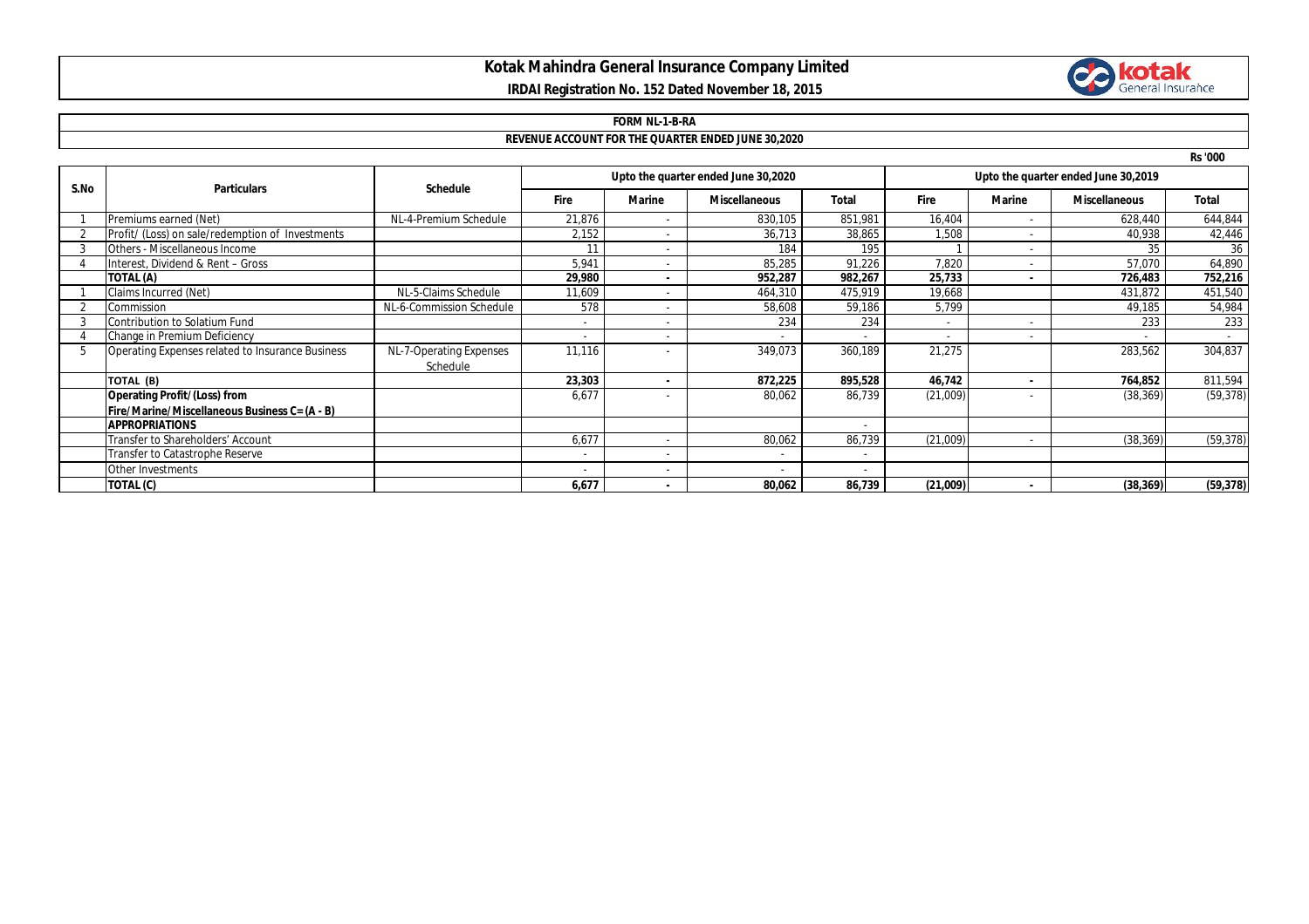# Kotak Mahindra General Insurance Company Limited

**IRDAI Registration No. 152 Dated November 18, 2015**

**FORM NL-1-B-RA**

**REVENUE ACCOUNT FOR THE QUARTER ENDED JUNE 30,2020**

Rs '000

| S.No | Particulars | Schedule | Upto the quarter ended June 30,2020 | | | | Upto the quarter ended June 30,2019 | | | |
|---|---|---|---|---|---|---|---|---|---|---|
| | | | Fire | Marine | Miscellaneous | Total | Fire | Marine | Miscellaneous | Total |
| 1 | Premiums earned (Net) | NL-4-Premium Schedule | 21,876 | - | 830,105 | 851,981 | 16,404 | - | 628,440 | 644,844 |
| 2 | Profit/ (Loss) on sale/redemption of Investments | | 2,152 | - | 36,713 | 38,865 | 1,508 | - | 40,938 | 42,446 |
| 3 | Others - Miscellaneous Income | | 11 | - | 184 | 195 | 1 | - | 35 | 36 |
| 4 | Interest, Dividend & Rent – Gross | | 5,941 | - | 85,285 | 91,226 | 7,820 | - | 57,070 | 64,890 |
| | **TOTAL (A)** | | **29,980** | **-** | **952,287** | **982,267** | **25,733** | **-** | **726,483** | **752,216** |
| 1 | Claims Incurred (Net) | NL-5-Claims Schedule | 11,609 | - | 464,310 | 475,919 | 19,668 | | 431,872 | 451,540 |
| 2 | Commission | NL-6-Commission Schedule | 578 | - | 58,608 | 59,186 | 5,799 | | 49,185 | 54,984 |
| 3 | Contribution to Solatium Fund | | - | - | 234 | 234 | - | - | 233 | 233 |
| 4 | Change in Premium Deficiency | | - | - | - | - | - | - | - | - |
| 5 | Operating Expenses related to Insurance Business | NL-7-Operating Expenses Schedule | 11,116 | - | 349,073 | 360,189 | 21,275 | | 283,562 | 304,837 |
| | **TOTAL (B)** | | **23,303** | **-** | **872,225** | **895,528** | **46,742** | **-** | **764,852** | **811,594** |
| | **Operating Profit/(Loss) from Fire/Marine/Miscellaneous Business C= (A - B)** | | 6,677 | - | 80,062 | 86,739 | (21,009) | - | (38,369) | (59,378) |
| | **APPROPRIATIONS** | | | | | - | | | | |
| | Transfer to Shareholders' Account | | 6,677 | - | 80,062 | 86,739 | (21,009) | - | (38,369) | (59,378) |
| | Transfer to Catastrophe Reserve | | - | - | - | - | | | | |
| | Other Investments | | - | - | - | - | | | | |
| | **TOTAL (C)** | | **6,677** | **-** | **80,062** | **86,739** | **(21,009)** | **-** | **(38,369)** | **(59,378)** |